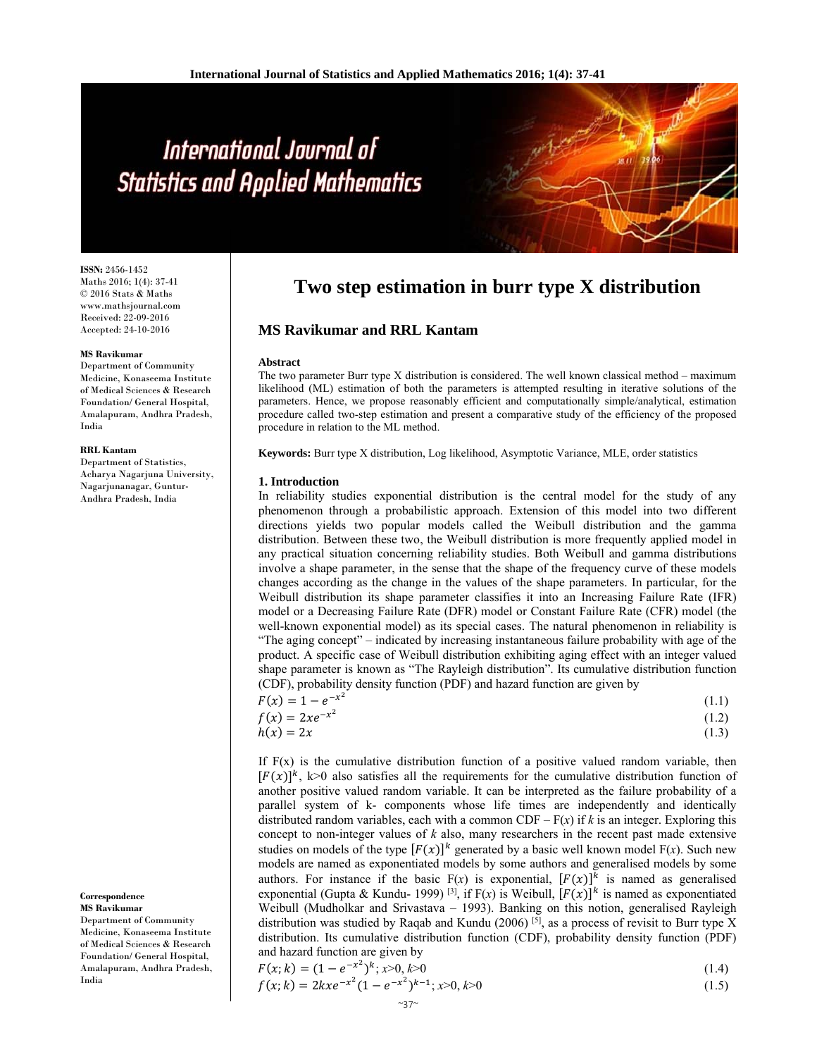# Two step estimation in burr type X distribution

## MS Ravikumar and RRL Kantam

ISSN: 2456-1452
Maths 2016; 1(4): 37-41
© 2016 Stats & Maths
www.mathsjournal.com
Received: 22-09-2016
Accepted: 24-10-2016

**MS Ravikumar**
Department of Community Medicine, Konaseema Institute of Medical Sciences & Research Foundation/ General Hospital, Amalapuram, Andhra Pradesh, India

**RRL Kantam**
Department of Statistics, Acharya Nagarjuna University, Nagarjunanagar, Guntur-Andhra Pradesh, India

**Correspondence**
**MS Ravikumar**
Department of Community Medicine, Konaseema Institute of Medical Sciences & Research Foundation/ General Hospital, Amalapuram, Andhra Pradesh, India

**Abstract**

The two parameter Burr type X distribution is considered. The well known classical method – maximum likelihood (ML) estimation of both the parameters is attempted resulting in iterative solutions of the parameters. Hence, we propose reasonably efficient and computationally simple/analytical, estimation procedure called two-step estimation and present a comparative study of the efficiency of the proposed procedure in relation to the ML method.

**Keywords:** Burr type X distribution, Log likelihood, Asymptotic Variance, MLE, order statistics

### 1. Introduction

In reliability studies exponential distribution is the central model for the study of any phenomenon through a probabilistic approach. Extension of this model into two different directions yields two popular models called the Weibull distribution and the gamma distribution. Between these two, the Weibull distribution is more frequently applied model in any practical situation concerning reliability studies. Both Weibull and gamma distributions involve a shape parameter, in the sense that the shape of the frequency curve of these models changes according as the change in the values of the shape parameters. In particular, for the Weibull distribution its shape parameter classifies it into an Increasing Failure Rate (IFR) model or a Decreasing Failure Rate (DFR) model or Constant Failure Rate (CFR) model (the well-known exponential model) as its special cases. The natural phenomenon in reliability is "The aging concept" – indicated by increasing instantaneous failure probability with age of the product. A specific case of Weibull distribution exhibiting aging effect with an integer valued shape parameter is known as "The Rayleigh distribution". Its cumulative distribution function (CDF), probability density function (PDF) and hazard function are given by

$$F(x) = 1 - e^{-x^2} \tag{1.1}$$

$$f(x) = 2xe^{-x^2} \tag{1.2}$$

$$h(x) = 2x \tag{1.3}$$

If F(x) is the cumulative distribution function of a positive valued random variable, then $[F(x)]^k$, k>0 also satisfies all the requirements for the cumulative distribution function of another positive valued random variable. It can be interpreted as the failure probability of a parallel system of k- components whose life times are independently and identically distributed random variables, each with a common CDF – F(*x*) if *k* is an integer. Exploring this concept to non-integer values of *k* also, many researchers in the recent past made extensive studies on models of the type $[F(x)]^k$ generated by a basic well known model F(*x*). Such new models are named as exponentiated models by some authors and generalised models by some authors. For instance if the basic F(*x*) is exponential, $[F(x)]^k$ is named as generalised exponential (Gupta & Kundu- 1999) [3], if F(*x*) is Weibull, $[F(x)]^k$ is named as exponentiated Weibull (Mudholkar and Srivastava – 1993). Banking on this notion, generalised Rayleigh distribution was studied by Raqab and Kundu (2006) [5], as a process of revisit to Burr type X distribution. Its cumulative distribution function (CDF), probability density function (PDF) and hazard function are given by

$$F(x;k) = (1 - e^{-x^2})^k;\ x>0,\ k>0 \tag{1.4}$$

$$f(x;k) = 2kxe^{-x^2}(1 - e^{-x^2})^{k-1};\ x>0,\ k>0 \tag{1.5}$$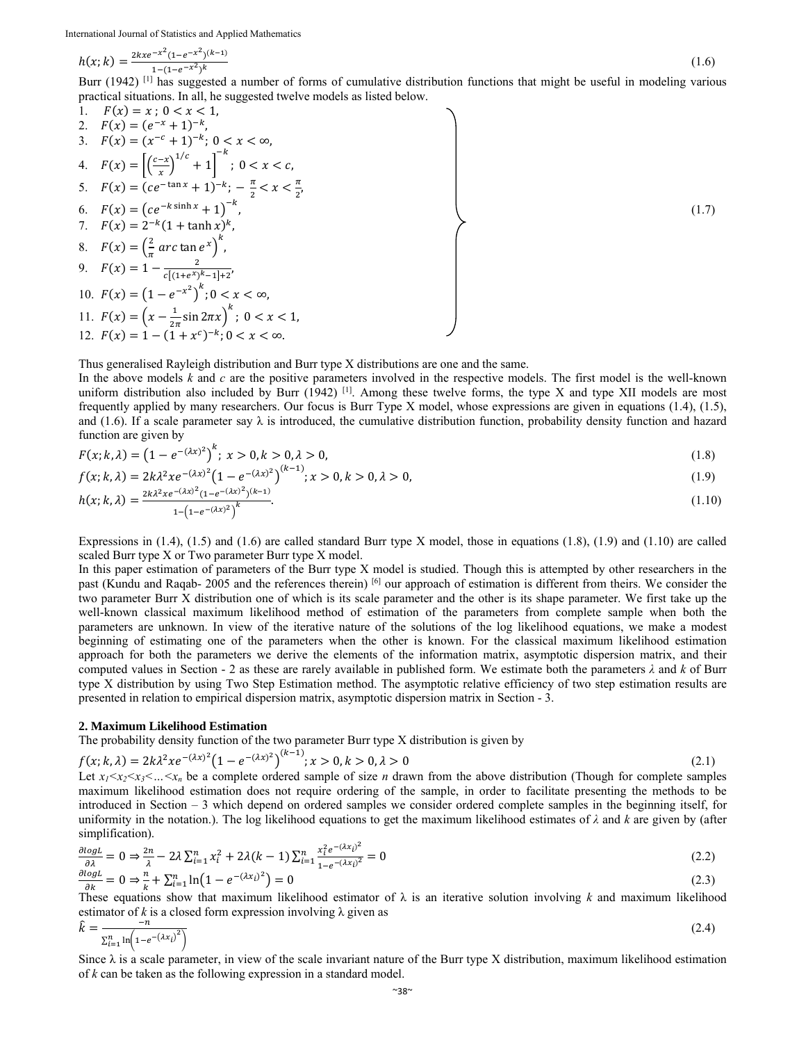$$h(x;k) = \frac{2kxe^{-x^2}(1-e^{-x^2})^{(k-1)}}{1-(1-e^{-x^2})^k} \tag{1.6}$$

Burr (1942) [1] has suggested a number of forms of cumulative distribution functions that might be useful in modeling various practical situations. In all, he suggested twelve models as listed below.

$$\left.\begin{array}{ll}
1. & F(x) = x\,;\ 0 < x < 1, \\
2. & F(x) = (e^{-x}+1)^{-k}, \\
3. & F(x) = (x^{-c}+1)^{-k};\ 0 < x < \infty, \\
4. & F(x) = \left[\left(\frac{c-x}{x}\right)^{1/c}+1\right]^{-k};\ 0 < x < c, \\
5. & F(x) = (ce^{-\tan x}+1)^{-k};\ -\frac{\pi}{2} < x < \frac{\pi}{2}, \\
6. & F(x) = \left(ce^{-k\sinh x}+1\right)^{-k}, \\
7. & F(x) = 2^{-k}(1+\tanh x)^k, \\
8. & F(x) = \left(\frac{2}{\pi}\, arc\tan e^{x}\right)^k, \\
9. & F(x) = 1 - \frac{2}{c[(1+e^x)^k-1]+2}, \\
10. & F(x) = \left(1-e^{-x^2}\right)^k;0 < x < \infty, \\
11. & F(x) = \left(x - \frac{1}{2\pi}\sin 2\pi x\right)^k;\ 0 < x < 1, \\
12. & F(x) = 1-(1+x^c)^{-k}; 0 < x < \infty.
\end{array}\right\} \tag{1.7}$$

Thus generalised Rayleigh distribution and Burr type X distributions are one and the same.

In the above models $k$ and $c$ are the positive parameters involved in the respective models. The first model is the well-known uniform distribution also included by Burr (1942) [1]. Among these twelve forms, the type X and type XII models are most frequently applied by many researchers. Our focus is Burr Type X model, whose expressions are given in equations (1.4), (1.5), and (1.6). If a scale parameter say λ is introduced, the cumulative distribution function, probability density function and hazard function are given by

$$F(x;k,\lambda) = \left(1-e^{-(\lambda x)^2}\right)^k;\ x > 0, k > 0, \lambda > 0, \tag{1.8}$$

$$f(x;k,\lambda) = 2k\lambda^2 xe^{-(\lambda x)^2}\left(1-e^{-(\lambda x)^2}\right)^{(k-1)}; x > 0, k > 0, \lambda > 0, \tag{1.9}$$

$$h(x;k,\lambda) = \frac{2k\lambda^2 xe^{-(\lambda x)^2}(1-e^{-(\lambda x)^2})^{(k-1)}}{1-\left(1-e^{-(\lambda x)^2}\right)^k}. \tag{1.10}$$

Expressions in (1.4), (1.5) and (1.6) are called standard Burr type X model, those in equations (1.8), (1.9) and (1.10) are called scaled Burr type X or Two parameter Burr type X model.

In this paper estimation of parameters of the Burr type X model is studied. Though this is attempted by other researchers in the past (Kundu and Raqab- 2005 and the references therein) [6] our approach of estimation is different from theirs. We consider the two parameter Burr X distribution one of which is its scale parameter and the other is its shape parameter. We first take up the well-known classical maximum likelihood method of estimation of the parameters from complete sample when both the parameters are unknown. In view of the iterative nature of the solutions of the log likelihood equations, we make a modest beginning of estimating one of the parameters when the other is known. For the classical maximum likelihood estimation approach for both the parameters we derive the elements of the information matrix, asymptotic dispersion matrix, and their computed values in Section - 2 as these are rarely available in published form. We estimate both the parameters $\lambda$ and $k$ of Burr type X distribution by using Two Step Estimation method. The asymptotic relative efficiency of two step estimation results are presented in relation to empirical dispersion matrix, asymptotic dispersion matrix in Section - 3.

## 2. Maximum Likelihood Estimation

The probability density function of the two parameter Burr type X distribution is given by

$$f(x;k,\lambda) = 2k\lambda^2 xe^{-(\lambda x)^2}\left(1-e^{-(\lambda x)^2}\right)^{(k-1)}; x > 0, k > 0, \lambda > 0 \tag{2.1}$$

Let $x_1 < x_2 < x_3 < \ldots < x_n$ be a complete ordered sample of size $n$ drawn from the above distribution (Though for complete samples maximum likelihood estimation does not require ordering of the sample, in order to facilitate presenting the methods to be introduced in Section – 3 which depend on ordered samples we consider ordered complete samples in the beginning itself, for uniformity in the notation.). The log likelihood equations to get the maximum likelihood estimates of $\lambda$ and $k$ are given by (after simplification).

$$\frac{\partial logL}{\partial \lambda} = 0 \Rightarrow \frac{2n}{\lambda} - 2\lambda\sum_{i=1}^{n} x_i^2 + 2\lambda(k-1)\sum_{i=1}^{n}\frac{x_i^2 e^{-(\lambda x_i)^2}}{1-e^{-(\lambda x_i)^2}} = 0 \tag{2.2}$$

$$\frac{\partial logL}{\partial k} = 0 \Rightarrow \frac{n}{k} + \sum_{i=1}^{n}\ln\left(1-e^{-(\lambda x_i)^2}\right) = 0 \tag{2.3}$$

These equations show that maximum likelihood estimator of λ is an iterative solution involving $k$ and maximum likelihood estimator of $k$ is a closed form expression involving λ given as

$$\hat{k} = \frac{-n}{\sum_{i=1}^{n}\ln\left(1-e^{-(\lambda x_i)^2}\right)} \tag{2.4}$$

Since λ is a scale parameter, in view of the scale invariant nature of the Burr type X distribution, maximum likelihood estimation of $k$ can be taken as the following expression in a standard model.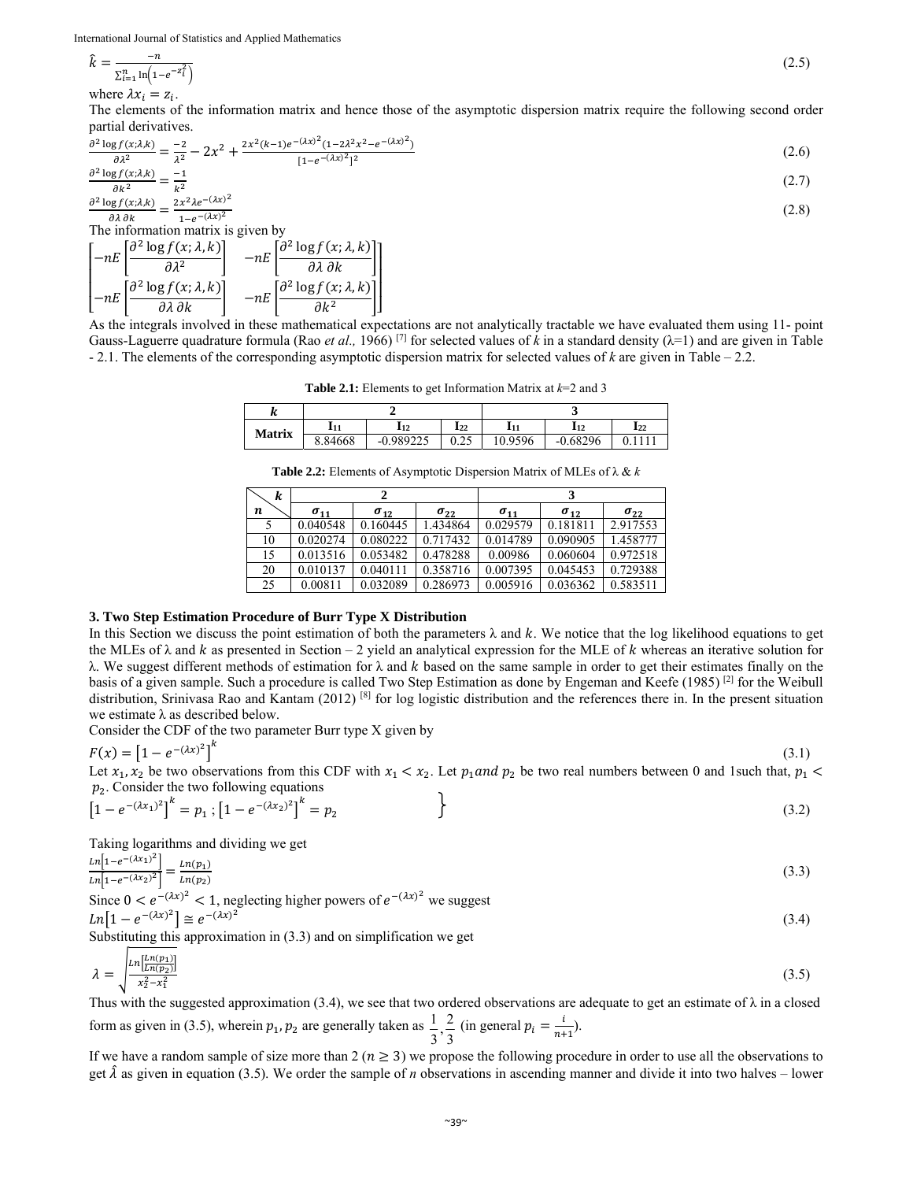$$\hat{k} = \frac{-n}{\sum_{i=1}^{n} \ln\left(1 - e^{-z_i^2}\right)} \tag{2.5}$$

where $\lambda x_i = z_i$.

The elements of the information matrix and hence those of the asymptotic dispersion matrix require the following second order partial derivatives.

$$\frac{\partial^2 \log f(x;\lambda,k)}{\partial \lambda^2} = \frac{-2}{\lambda^2} - 2x^2 + \frac{2x^2(k-1)e^{-(\lambda x)^2}\left(1 - 2\lambda^2 x^2 - e^{-(\lambda x)^2}\right)}{\left[1 - e^{-(\lambda x)^2}\right]^2} \tag{2.6}$$

$$\frac{\partial^2 \log f(x;\lambda,k)}{\partial k^2} = \frac{-1}{k^2} \tag{2.7}$$

$$\frac{\partial^2 \log f(x;\lambda,k)}{\partial \lambda \, \partial k} = \frac{2x^2 \lambda e^{-(\lambda x)^2}}{1 - e^{-(\lambda x)^2}} \tag{2.8}$$

The information matrix is given by

$$\begin{bmatrix} -nE\left[\dfrac{\partial^2 \log f(x;\lambda,k)}{\partial \lambda^2}\right] & -nE\left[\dfrac{\partial^2 \log f(x;\lambda,k)}{\partial \lambda \, \partial k}\right] \\ -nE\left[\dfrac{\partial^2 \log f(x;\lambda,k)}{\partial \lambda \, \partial k}\right] & -nE\left[\dfrac{\partial^2 \log f(x;\lambda,k)}{\partial k^2}\right] \end{bmatrix}$$

As the integrals involved in these mathematical expectations are not analytically tractable we have evaluated them using 11- point Gauss-Laguerre quadrature formula (Rao *et al.,* 1966) [7] for selected values of *k* in a standard density (λ=1) and are given in Table - 2.1. The elements of the corresponding asymptotic dispersion matrix for selected values of *k* are given in Table – 2.2.

**Table 2.1:** Elements to get Information Matrix at *k*=2 and 3

| $k$ | 2 | | | 3 | | |
|---|---|---|---|---|---|---|
| Matrix | $I_{11}$ | $I_{12}$ | $I_{22}$ | $I_{11}$ | $I_{12}$ | $I_{22}$ |
| | 8.84668 | -0.989225 | 0.25 | 10.9596 | -0.68296 | 0.1111 |

**Table 2.2:** Elements of Asymptotic Dispersion Matrix of MLEs of λ & *k*

| $k$ / $n$ | 2 | | | 3 | | |
|---|---|---|---|---|---|---|
| | $\sigma_{11}$ | $\sigma_{12}$ | $\sigma_{22}$ | $\sigma_{11}$ | $\sigma_{12}$ | $\sigma_{22}$ |
| 5 | 0.040548 | 0.160445 | 1.434864 | 0.029579 | 0.181811 | 2.917553 |
| 10 | 0.020274 | 0.080222 | 0.717432 | 0.014789 | 0.090905 | 1.458777 |
| 15 | 0.013516 | 0.053482 | 0.478288 | 0.00986 | 0.060604 | 0.972518 |
| 20 | 0.010137 | 0.040111 | 0.358716 | 0.007395 | 0.045453 | 0.729388 |
| 25 | 0.00811 | 0.032089 | 0.286973 | 0.005916 | 0.036362 | 0.583511 |

### 3. Two Step Estimation Procedure of Burr Type X Distribution

In this Section we discuss the point estimation of both the parameters λ and $k$. We notice that the log likelihood equations to get the MLEs of λ and $k$ as presented in Section – 2 yield an analytical expression for the MLE of $k$ whereas an iterative solution for λ. We suggest different methods of estimation for λ and $k$ based on the same sample in order to get their estimates finally on the basis of a given sample. Such a procedure is called Two Step Estimation as done by Engeman and Keefe (1985) [2] for the Weibull distribution, Srinivasa Rao and Kantam (2012) [8] for log logistic distribution and the references there in. In the present situation we estimate λ as described below.

Consider the CDF of the two parameter Burr type X given by

$$F(x) = \left[1 - e^{-(\lambda x)^2}\right]^k \tag{3.1}$$

Let $x_1, x_2$ be two observations from this CDF with $x_1 < x_2$. Let $p_1 and\ p_2$ be two real numbers between 0 and 1such that, $p_1 < p_2$. Consider the two following equations

$$\left.\left[1 - e^{-(\lambda x_1)^2}\right]^k = p_1 \, ; \left[1 - e^{-(\lambda x_2)^2}\right]^k = p_2 \right\} \tag{3.2}$$

Taking logarithms and dividing we get

$$\frac{Ln\left[1 - e^{-(\lambda x_1)^2}\right]}{Ln\left[1 - e^{-(\lambda x_2)^2}\right]} = \frac{Ln(p_1)}{Ln(p_2)} \tag{3.3}$$

Since $0 < e^{-(\lambda x)^2} < 1$, neglecting higher powers of $e^{-(\lambda x)^2}$ we suggest

$$Ln\left[1 - e^{-(\lambda x)^2}\right] \cong e^{-(\lambda x)^2} \tag{3.4}$$

Substituting this approximation in (3.3) and on simplification we get

$$\lambda = \sqrt{\frac{Ln\left[\frac{Ln(p_1)}{Ln(p_2)}\right]}{x_2^2 - x_1^2}} \tag{3.5}$$

Thus with the suggested approximation (3.4), we see that two ordered observations are adequate to get an estimate of λ in a closed form as given in (3.5), wherein $p_1, p_2$ are generally taken as $\frac{1}{3}, \frac{2}{3}$ (in general $p_i = \frac{i}{n+1}$).

If we have a random sample of size more than 2 ($n \geq 3$) we propose the following procedure in order to use all the observations to get $\hat{\lambda}$ as given in equation (3.5). We order the sample of *n* observations in ascending manner and divide it into two halves – lower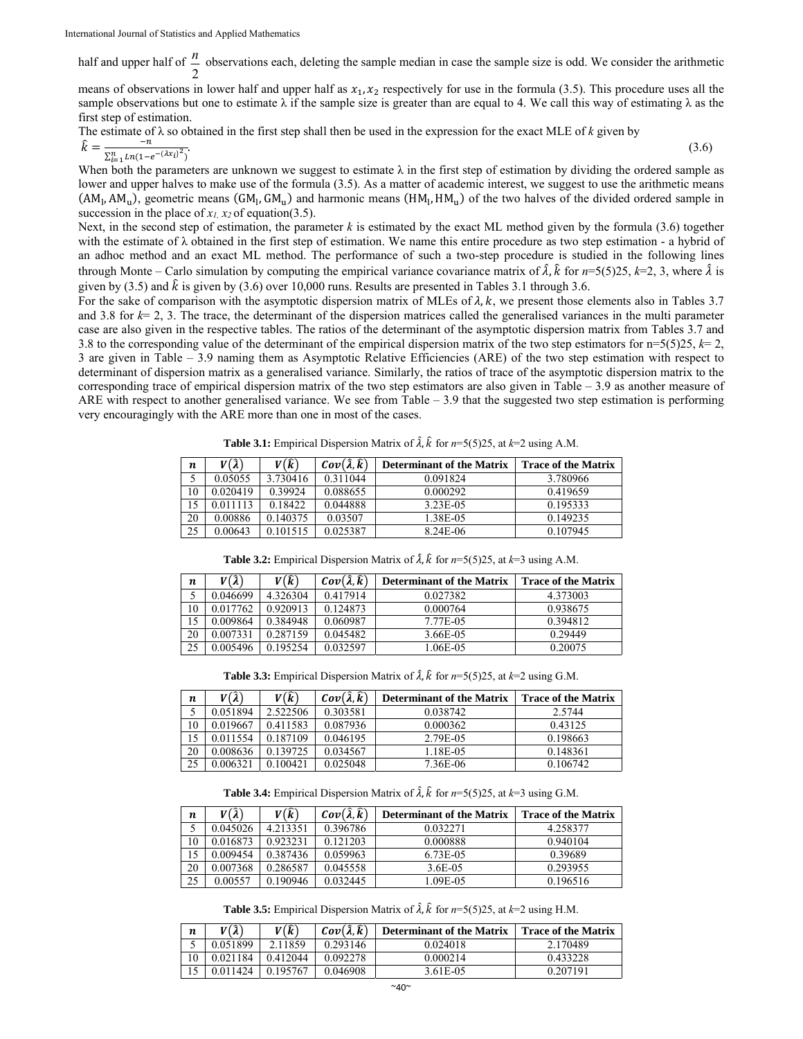half and upper half of $\frac{n}{2}$ observations each, deleting the sample median in case the sample size is odd. We consider the arithmetic means of observations in lower half and upper half as $x_1, x_2$ respectively for use in the formula (3.5). This procedure uses all the sample observations but one to estimate λ if the sample size is greater than are equal to 4. We call this way of estimating λ as the first step of estimation.

The estimate of λ so obtained in the first step shall then be used in the expression for the exact MLE of *k* given by

$$\hat{k} = \frac{-n}{\sum_{i=1}^{n} Ln(1-e^{-(\lambda x_i)^2})}. \tag{3.6}$$

When both the parameters are unknown we suggest to estimate λ in the first step of estimation by dividing the ordered sample as lower and upper halves to make use of the formula (3.5). As a matter of academic interest, we suggest to use the arithmetic means $(\text{AM}_\text{l}, \text{AM}_\text{u})$, geometric means $(\text{GM}_\text{l}, \text{GM}_\text{u})$ and harmonic means $(\text{HM}_\text{l}, \text{HM}_\text{u})$ of the two halves of the divided ordered sample in succession in the place of $x_1, x_2$ of equation(3.5).

Next, in the second step of estimation, the parameter *k* is estimated by the exact ML method given by the formula (3.6) together with the estimate of λ obtained in the first step of estimation. We name this entire procedure as two step estimation - a hybrid of an adhoc method and an exact ML method. The performance of such a two-step procedure is studied in the following lines through Monte – Carlo simulation by computing the empirical variance covariance matrix of $\hat{\lambda}, \hat{k}$ for *n*=5(5)25, *k*=2, 3, where $\hat{\lambda}$ is given by (3.5) and $\hat{k}$ is given by (3.6) over 10,000 runs. Results are presented in Tables 3.1 through 3.6.

For the sake of comparison with the asymptotic dispersion matrix of MLEs of $\lambda, k$, we present those elements also in Tables 3.7 and 3.8 for *k*= 2, 3. The trace, the determinant of the dispersion matrices called the generalised variances in the multi parameter case are also given in the respective tables. The ratios of the determinant of the asymptotic dispersion matrix from Tables 3.7 and 3.8 to the corresponding value of the determinant of the empirical dispersion matrix of the two step estimators for n=5(5)25, *k*= 2, 3 are given in Table – 3.9 naming them as Asymptotic Relative Efficiencies (ARE) of the two step estimation with respect to determinant of dispersion matrix as a generalised variance. Similarly, the ratios of trace of the asymptotic dispersion matrix to the corresponding trace of empirical dispersion matrix of the two step estimators are also given in Table – 3.9 as another measure of ARE with respect to another generalised variance. We see from Table – 3.9 that the suggested two step estimation is performing very encouragingly with the ARE more than one in most of the cases.

**Table 3.1:** Empirical Dispersion Matrix of $\hat{\lambda}, \hat{k}$ for *n*=5(5)25, at *k*=2 using A.M.

| $n$ | $V(\hat{\lambda})$ | $V(\hat{k})$ | $Cov(\hat{\lambda}, \hat{k})$ | Determinant of the Matrix | Trace of the Matrix |
|---|---|---|---|---|---|
| 5 | 0.05055 | 3.730416 | 0.311044 | 0.091824 | 3.780966 |
| 10 | 0.020419 | 0.39924 | 0.088655 | 0.000292 | 0.419659 |
| 15 | 0.011113 | 0.18422 | 0.044888 | 3.23E-05 | 0.195333 |
| 20 | 0.00886 | 0.140375 | 0.03507 | 1.38E-05 | 0.149235 |
| 25 | 0.00643 | 0.101515 | 0.025387 | 8.24E-06 | 0.107945 |

**Table 3.2:** Empirical Dispersion Matrix of $\hat{\lambda}, \hat{k}$ for *n*=5(5)25, at *k*=3 using A.M.

| $n$ | $V(\hat{\lambda})$ | $V(\hat{k})$ | $Cov(\hat{\lambda}, \hat{k})$ | Determinant of the Matrix | Trace of the Matrix |
|---|---|---|---|---|---|
| 5 | 0.046699 | 4.326304 | 0.417914 | 0.027382 | 4.373003 |
| 10 | 0.017762 | 0.920913 | 0.124873 | 0.000764 | 0.938675 |
| 15 | 0.009864 | 0.384948 | 0.060987 | 7.77E-05 | 0.394812 |
| 20 | 0.007331 | 0.287159 | 0.045482 | 3.66E-05 | 0.29449 |
| 25 | 0.005496 | 0.195254 | 0.032597 | 1.06E-05 | 0.20075 |

**Table 3.3:** Empirical Dispersion Matrix of $\hat{\lambda}, \hat{k}$ for *n*=5(5)25, at *k*=2 using G.M.

| $n$ | $V(\hat{\lambda})$ | $V(\hat{k})$ | $Cov(\hat{\lambda}, \hat{k})$ | Determinant of the Matrix | Trace of the Matrix |
|---|---|---|---|---|---|
| 5 | 0.051894 | 2.522506 | 0.303581 | 0.038742 | 2.5744 |
| 10 | 0.019667 | 0.411583 | 0.087936 | 0.000362 | 0.43125 |
| 15 | 0.011554 | 0.187109 | 0.046195 | 2.79E-05 | 0.198663 |
| 20 | 0.008636 | 0.139725 | 0.034567 | 1.18E-05 | 0.148361 |
| 25 | 0.006321 | 0.100421 | 0.025048 | 7.36E-06 | 0.106742 |

**Table 3.4:** Empirical Dispersion Matrix of $\hat{\lambda}, \hat{k}$ for *n*=5(5)25, at *k*=3 using G.M.

| $n$ | $V(\hat{\lambda})$ | $V(\hat{k})$ | $Cov(\hat{\lambda}, \hat{k})$ | Determinant of the Matrix | Trace of the Matrix |
|---|---|---|---|---|---|
| 5 | 0.045026 | 4.213351 | 0.396786 | 0.032271 | 4.258377 |
| 10 | 0.016873 | 0.923231 | 0.121203 | 0.000888 | 0.940104 |
| 15 | 0.009454 | 0.387436 | 0.059963 | 6.73E-05 | 0.39689 |
| 20 | 0.007368 | 0.286587 | 0.045558 | 3.6E-05 | 0.293955 |
| 25 | 0.00557 | 0.190946 | 0.032445 | 1.09E-05 | 0.196516 |

**Table 3.5:** Empirical Dispersion Matrix of $\hat{\lambda}, \hat{k}$ for *n*=5(5)25, at *k*=2 using H.M.

| $n$ | $V(\hat{\lambda})$ | $V(\hat{k})$ | $Cov(\hat{\lambda}, \hat{k})$ | Determinant of the Matrix | Trace of the Matrix |
|---|---|---|---|---|---|
| 5 | 0.051899 | 2.11859 | 0.293146 | 0.024018 | 2.170489 |
| 10 | 0.021184 | 0.412044 | 0.092278 | 0.000214 | 0.433228 |
| 15 | 0.011424 | 0.195767 | 0.046908 | 3.61E-05 | 0.207191 |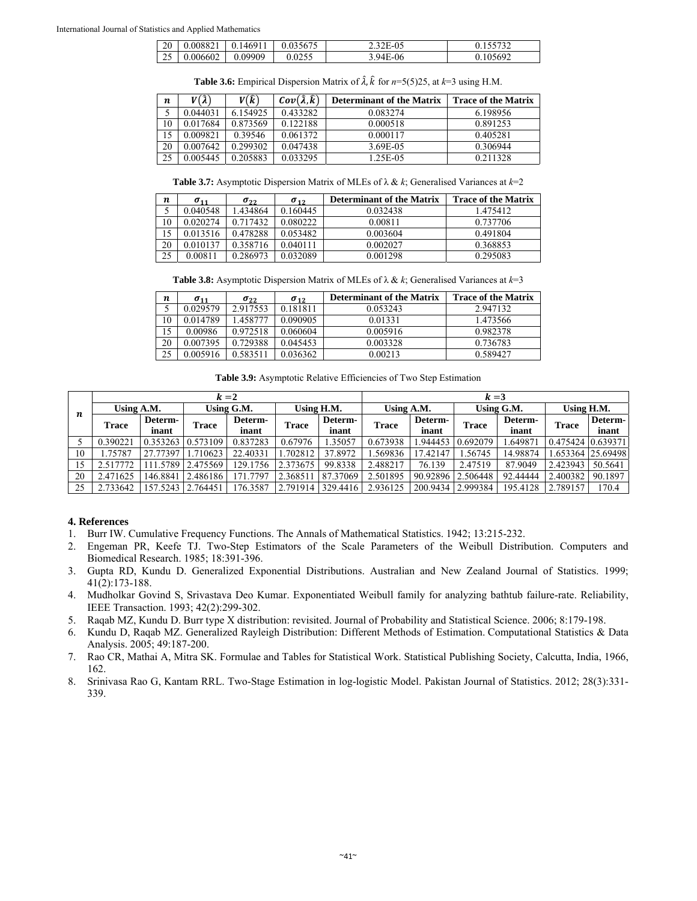| | | | | | |
|---|---|---|---|---|---|
| 20 | 0.008821 | 0.146911 | 0.035675 | 2.32E-05 | 0.155732 |
| 25 | 0.006602 | 0.09909 | 0.0255 | 3.94E-06 | 0.105692 |

**Table 3.6:** Empirical Dispersion Matrix of $\hat{\lambda}, \hat{k}$ for *n*=5(5)25, at *k*=3 using H.M.

| $n$ | $V(\hat{\lambda})$ | $V(\hat{k})$ | $Cov(\hat{\lambda}, \hat{k})$ | Determinant of the Matrix | Trace of the Matrix |
|---|---|---|---|---|---|
| 5 | 0.044031 | 6.154925 | 0.433282 | 0.083274 | 6.198956 |
| 10 | 0.017684 | 0.873569 | 0.122188 | 0.000518 | 0.891253 |
| 15 | 0.009821 | 0.39546 | 0.061372 | 0.000117 | 0.405281 |
| 20 | 0.007642 | 0.299302 | 0.047438 | 3.69E-05 | 0.306944 |
| 25 | 0.005445 | 0.205883 | 0.033295 | 1.25E-05 | 0.211328 |

**Table 3.7:** Asymptotic Dispersion Matrix of MLEs of λ & *k*; Generalised Variances at *k*=2

| $n$ | $\sigma_{11}$ | $\sigma_{22}$ | $\sigma_{12}$ | Determinant of the Matrix | Trace of the Matrix |
|---|---|---|---|---|---|
| 5 | 0.040548 | 1.434864 | 0.160445 | 0.032438 | 1.475412 |
| 10 | 0.020274 | 0.717432 | 0.080222 | 0.00811 | 0.737706 |
| 15 | 0.013516 | 0.478288 | 0.053482 | 0.003604 | 0.491804 |
| 20 | 0.010137 | 0.358716 | 0.040111 | 0.002027 | 0.368853 |
| 25 | 0.00811 | 0.286973 | 0.032089 | 0.001298 | 0.295083 |

**Table 3.8:** Asymptotic Dispersion Matrix of MLEs of λ & *k*; Generalised Variances at *k*=3

| $n$ | $\sigma_{11}$ | $\sigma_{22}$ | $\sigma_{12}$ | Determinant of the Matrix | Trace of the Matrix |
|---|---|---|---|---|---|
| 5 | 0.029579 | 2.917553 | 0.181811 | 0.053243 | 2.947132 |
| 10 | 0.014789 | 1.458777 | 0.090905 | 0.01331 | 1.473566 |
| 15 | 0.00986 | 0.972518 | 0.060604 | 0.005916 | 0.982378 |
| 20 | 0.007395 | 0.729388 | 0.045453 | 0.003328 | 0.736783 |
| 25 | 0.005916 | 0.583511 | 0.036362 | 0.00213 | 0.589427 |

**Table 3.9:** Asymptotic Relative Efficiencies of Two Step Estimation

| $n$ | $k=2$ | | | | | | $k=3$ | | | | | |
|---|---|---|---|---|---|---|---|---|---|---|---|---|
| | Using A.M. | | Using G.M. | | Using H.M. | | Using A.M. | | Using G.M. | | Using H.M. | |
| | Trace | Determinant | Trace | Determinant | Trace | Determinant | Trace | Determinant | Trace | Determinant | Trace | Determinant |
| 5 | 0.390221 | 0.353263 | 0.573109 | 0.837283 | 0.67976 | 1.35057 | 0.673938 | 1.944453 | 0.692079 | 1.649871 | 0.475424 | 0.639371 |
| 10 | 1.75787 | 27.77397 | 1.710623 | 22.40331 | 1.702812 | 37.8972 | 1.569836 | 17.42147 | 1.56745 | 14.98874 | 1.653364 | 25.69498 |
| 15 | 2.517772 | 111.5789 | 2.475569 | 129.1756 | 2.373675 | 99.8338 | 2.488217 | 76.139 | 2.47519 | 87.9049 | 2.423943 | 50.5641 |
| 20 | 2.471625 | 146.8841 | 2.486186 | 171.7797 | 2.368511 | 87.37069 | 2.501895 | 90.92896 | 2.506448 | 92.44444 | 2.400382 | 90.1897 |
| 25 | 2.733642 | 157.5243 | 2.764451 | 176.3587 | 2.791914 | 329.4416 | 2.936125 | 200.9434 | 2.999384 | 195.4128 | 2.789157 | 170.4 |

## 4. References

1. Burr IW. Cumulative Frequency Functions. The Annals of Mathematical Statistics. 1942; 13:215-232.
2. Engeman PR, Keefe TJ. Two-Step Estimators of the Scale Parameters of the Weibull Distribution. Computers and Biomedical Research. 1985; 18:391-396.
3. Gupta RD, Kundu D. Generalized Exponential Distributions. Australian and New Zealand Journal of Statistics. 1999; 41(2):173-188.
4. Mudholkar Govind S, Srivastava Deo Kumar. Exponentiated Weibull family for analyzing bathtub failure-rate. Reliability, IEEE Transaction. 1993; 42(2):299-302.
5. Raqab MZ, Kundu D. Burr type X distribution: revisited. Journal of Probability and Statistical Science. 2006; 8:179-198.
6. Kundu D, Raqab MZ. Generalized Rayleigh Distribution: Different Methods of Estimation. Computational Statistics & Data Analysis. 2005; 49:187-200.
7. Rao CR, Mathai A, Mitra SK. Formulae and Tables for Statistical Work. Statistical Publishing Society, Calcutta, India, 1966, 162.
8. Srinivasa Rao G, Kantam RRL. Two-Stage Estimation in log-logistic Model. Pakistan Journal of Statistics. 2012; 28(3):331-339.